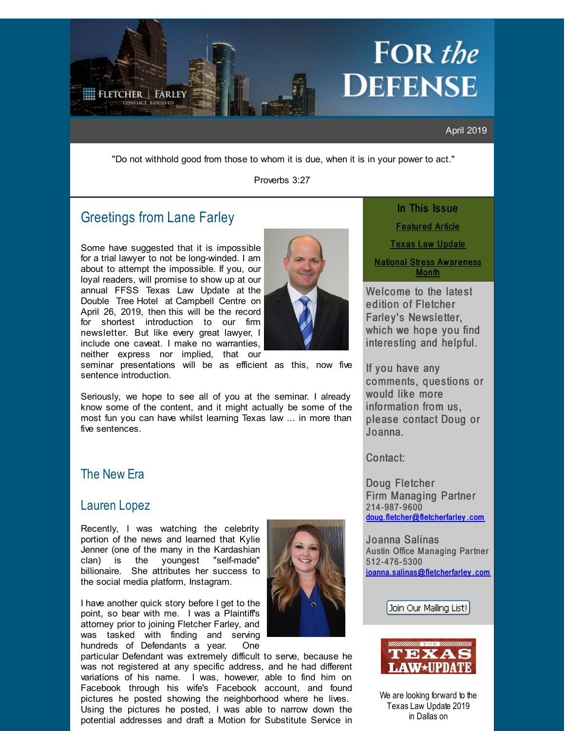# FOR *the* DEFENSE

FLETCHER | FARLEY
CONFLICT RESOLVED

April 2019

"Do not withhold good from those to whom it is due, when it is in your power to act."

Proverbs 3:27

## Greetings from Lane Farley

Some have suggested that it is impossible for a trial lawyer to not be long-winded. I am about to attempt the impossible. If you, our loyal readers, will promise to show up at our annual FFSS Texas Law Update at the Double Tree Hotel at Campbell Centre on April 26, 2019, then this will be the record for shortest introduction to our firm newsletter. But like every great lawyer, I include one caveat. I make no warranties, neither express nor implied, that our seminar presentations will be as efficient as this, now five sentence introduction.

Seriously, we hope to see all of you at the seminar. I already know some of the content, and it might actually be some of the most fun you can have whilst learning Texas law ... in more than five sentences.

## The New Era

## Lauren Lopez

Recently, I was watching the celebrity portion of the news and learned that Kylie Jenner (one of the many in the Kardashian clan) is the youngest "self-made" billionaire. She attributes her success to the social media platform, Instagram.

I have another quick story before I get to the point, so bear with me. I was a Plaintiff's attorney prior to joining Fletcher Farley, and was tasked with finding and serving hundreds of Defendants a year. One particular Defendant was extremely difficult to serve, because he was not registered at any specific address, and he had different variations of his name. I was, however, able to find him on Facebook through his wife's Facebook account, and found pictures he posted showing the neighborhood where he lives. Using the pictures he posted, I was able to narrow down the potential addresses and draft a Motion for Substitute Service in

---

### In This Issue

Featured Article

Texas Law Update

National Stress Awareness Month

Welcome to the latest edition of Fletcher Farley's Newsletter, which we hope you find interesting and helpful.

If you have any comments, questions or would like more information from us, please contact Doug or Joanna.

Contact:

Doug Fletcher
Firm Managing Partner
214-987-9600
doug.fletcher@fletcherfarley.com

Joanna Salinas
Austin Office Managing Partner
512-476-5300
joanna.salinas@fletcherfarley.com

Join Our Mailing List!

THE TEXAS LAW★UPDATE

We are looking forward to the Texas Law Update 2019 in Dallas on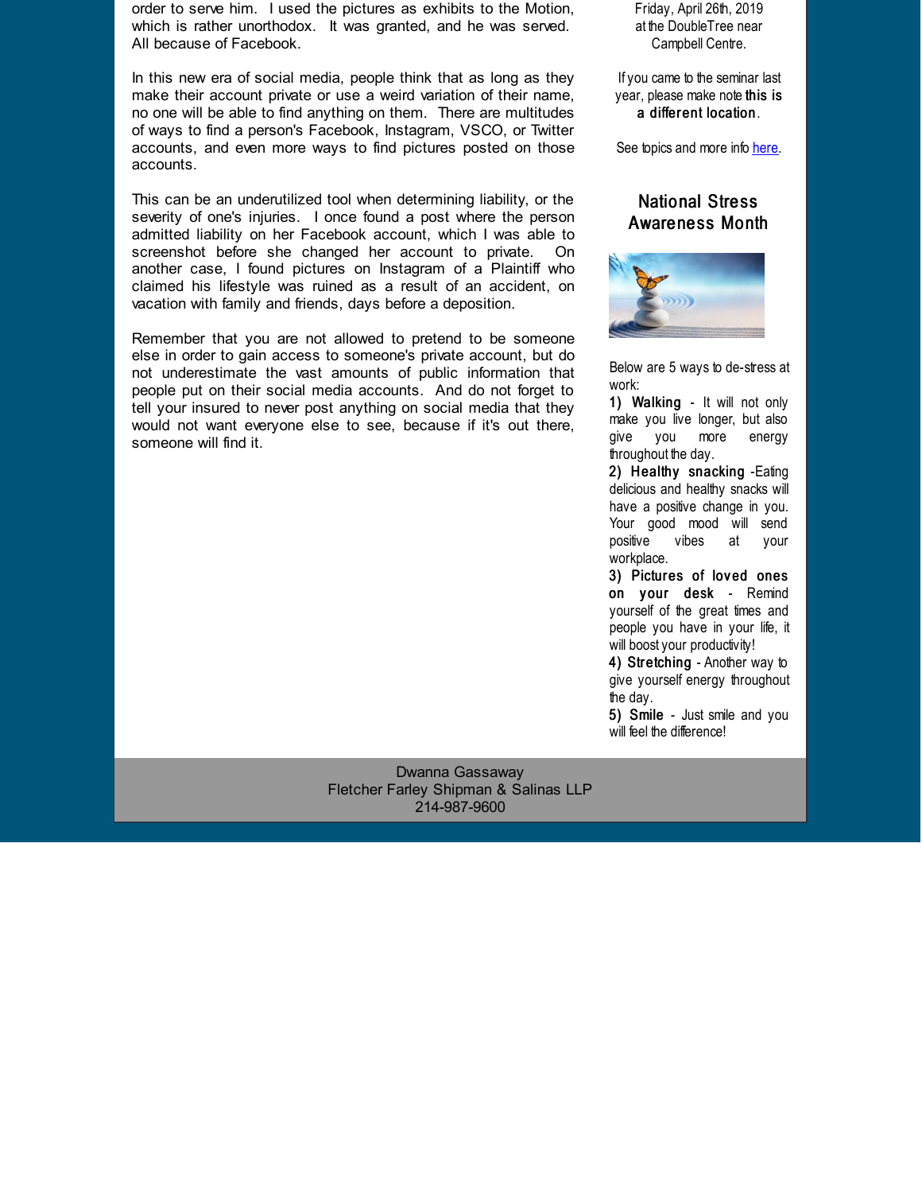order to serve him. I used the pictures as exhibits to the Motion, which is rather unorthodox. It was granted, and he was served. All because of Facebook.

In this new era of social media, people think that as long as they make their account private or use a weird variation of their name, no one will be able to find anything on them. There are multitudes of ways to find a person's Facebook, Instagram, VSCO, or Twitter accounts, and even more ways to find pictures posted on those accounts.

This can be an underutilized tool when determining liability, or the severity of one's injuries. I once found a post where the person admitted liability on her Facebook account, which I was able to screenshot before she changed her account to private. On another case, I found pictures on Instagram of a Plaintiff who claimed his lifestyle was ruined as a result of an accident, on vacation with family and friends, days before a deposition.

Remember that you are not allowed to pretend to be someone else in order to gain access to someone's private account, but do not underestimate the vast amounts of public information that people put on their social media accounts. And do not forget to tell your insured to never post anything on social media that they would not want everyone else to see, because if it's out there, someone will find it.

Friday, April 26th, 2019
at the DoubleTree near
Campbell Centre.

If you came to the seminar last year, please make note **this is a different location**.

See topics and more info here.

## National Stress Awareness Month

Below are 5 ways to de-stress at work:

**1) Walking** - It will not only make you live longer, but also give you more energy throughout the day.
**2) Healthy snacking** -Eating delicious and healthy snacks will have a positive change in you. Your good mood will send positive vibes at your workplace.
**3) Pictures of loved ones on your desk** - Remind yourself of the great times and people you have in your life, it will boost your productivity!
**4) Stretching** - Another way to give yourself energy throughout the day.
**5) Smile** - Just smile and you will feel the difference!

Dwanna Gassaway
Fletcher Farley Shipman & Salinas LLP
214-987-9600